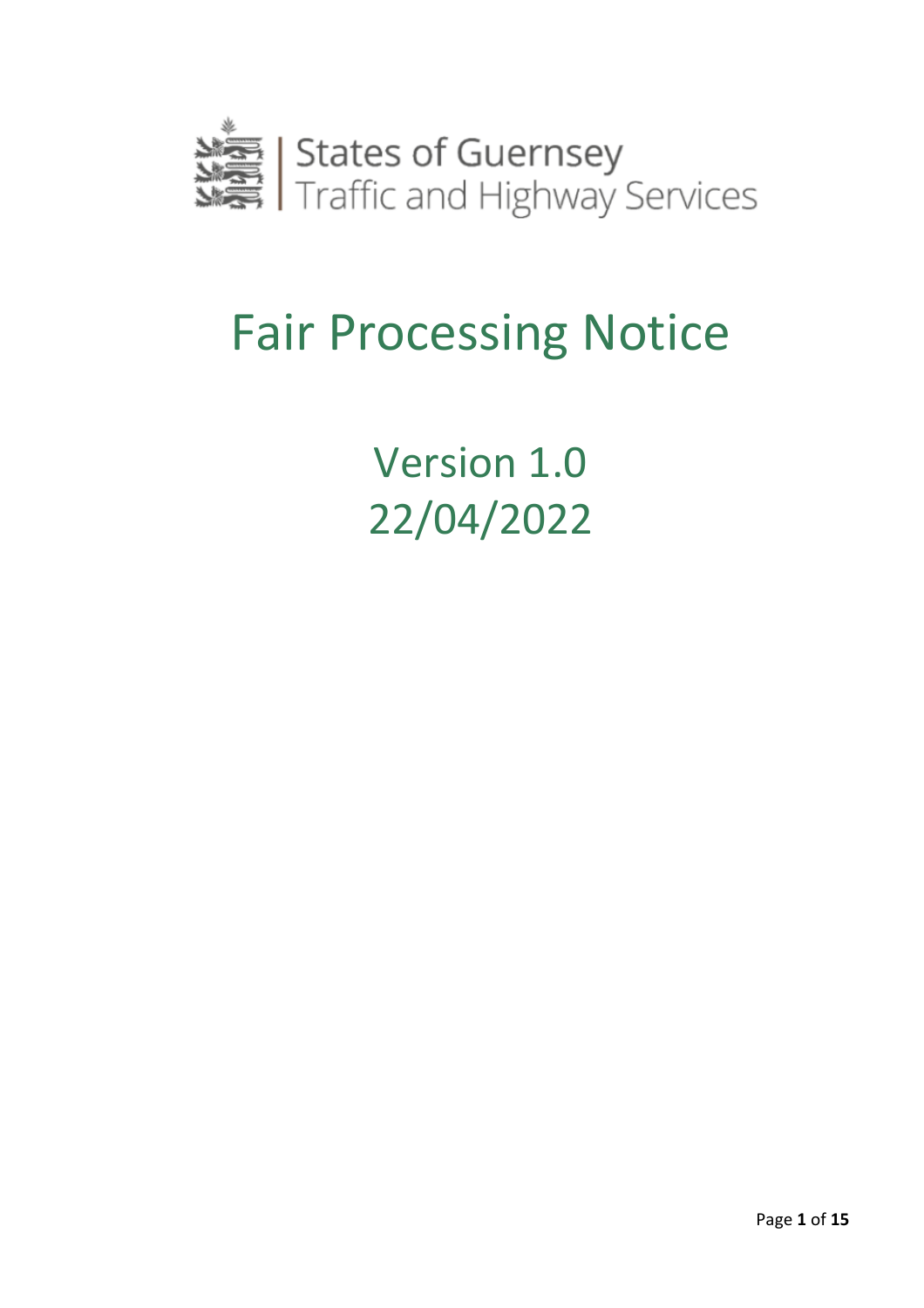States of Guernsey
Traffic and Highway Services

# Fair Processing Notice

Version 1.0
22/04/2022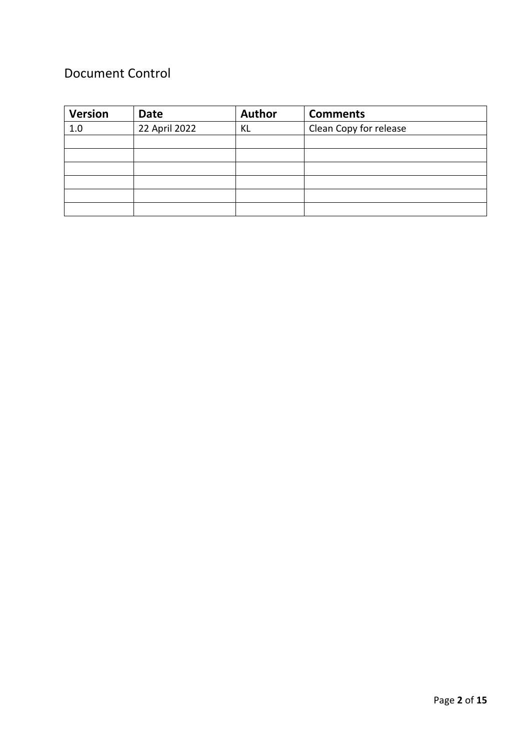# Document Control

| Version | Date | Author | Comments |
|---|---|---|---|
| 1.0 | 22 April 2022 | KL | Clean Copy for release |
| | | | |
| | | | |
| | | | |
| | | | |
| | | | |
| | | | |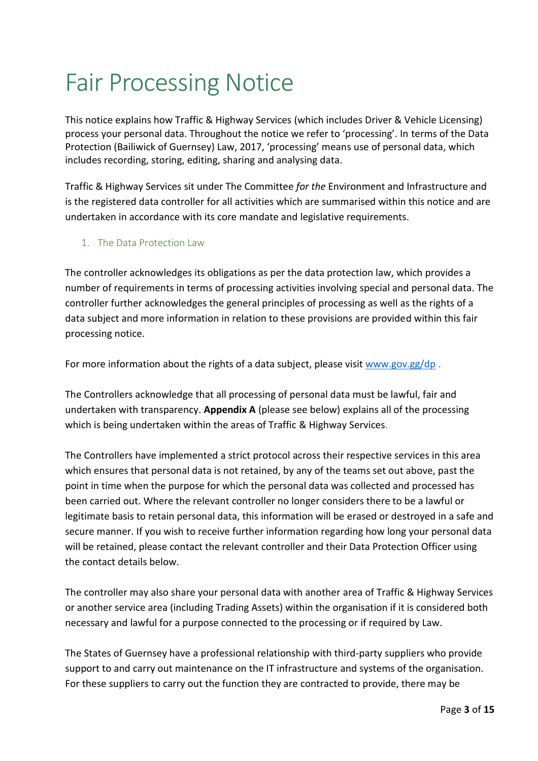# Fair Processing Notice

This notice explains how Traffic & Highway Services (which includes Driver & Vehicle Licensing) process your personal data. Throughout the notice we refer to 'processing'. In terms of the Data Protection (Bailiwick of Guernsey) Law, 2017, 'processing' means use of personal data, which includes recording, storing, editing, sharing and analysing data.

Traffic & Highway Services sit under The Committee *for the* Environment and Infrastructure and is the registered data controller for all activities which are summarised within this notice and are undertaken in accordance with its core mandate and legislative requirements.

## 1. The Data Protection Law

The controller acknowledges its obligations as per the data protection law, which provides a number of requirements in terms of processing activities involving special and personal data. The controller further acknowledges the general principles of processing as well as the rights of a data subject and more information in relation to these provisions are provided within this fair processing notice.

For more information about the rights of a data subject, please visit www.gov.gg/dp .

The Controllers acknowledge that all processing of personal data must be lawful, fair and undertaken with transparency. **Appendix A** (please see below) explains all of the processing which is being undertaken within the areas of Traffic & Highway Services.

The Controllers have implemented a strict protocol across their respective services in this area which ensures that personal data is not retained, by any of the teams set out above, past the point in time when the purpose for which the personal data was collected and processed has been carried out. Where the relevant controller no longer considers there to be a lawful or legitimate basis to retain personal data, this information will be erased or destroyed in a safe and secure manner. If you wish to receive further information regarding how long your personal data will be retained, please contact the relevant controller and their Data Protection Officer using the contact details below.

The controller may also share your personal data with another area of Traffic & Highway Services or another service area (including Trading Assets) within the organisation if it is considered both necessary and lawful for a purpose connected to the processing or if required by Law.

The States of Guernsey have a professional relationship with third-party suppliers who provide support to and carry out maintenance on the IT infrastructure and systems of the organisation. For these suppliers to carry out the function they are contracted to provide, there may be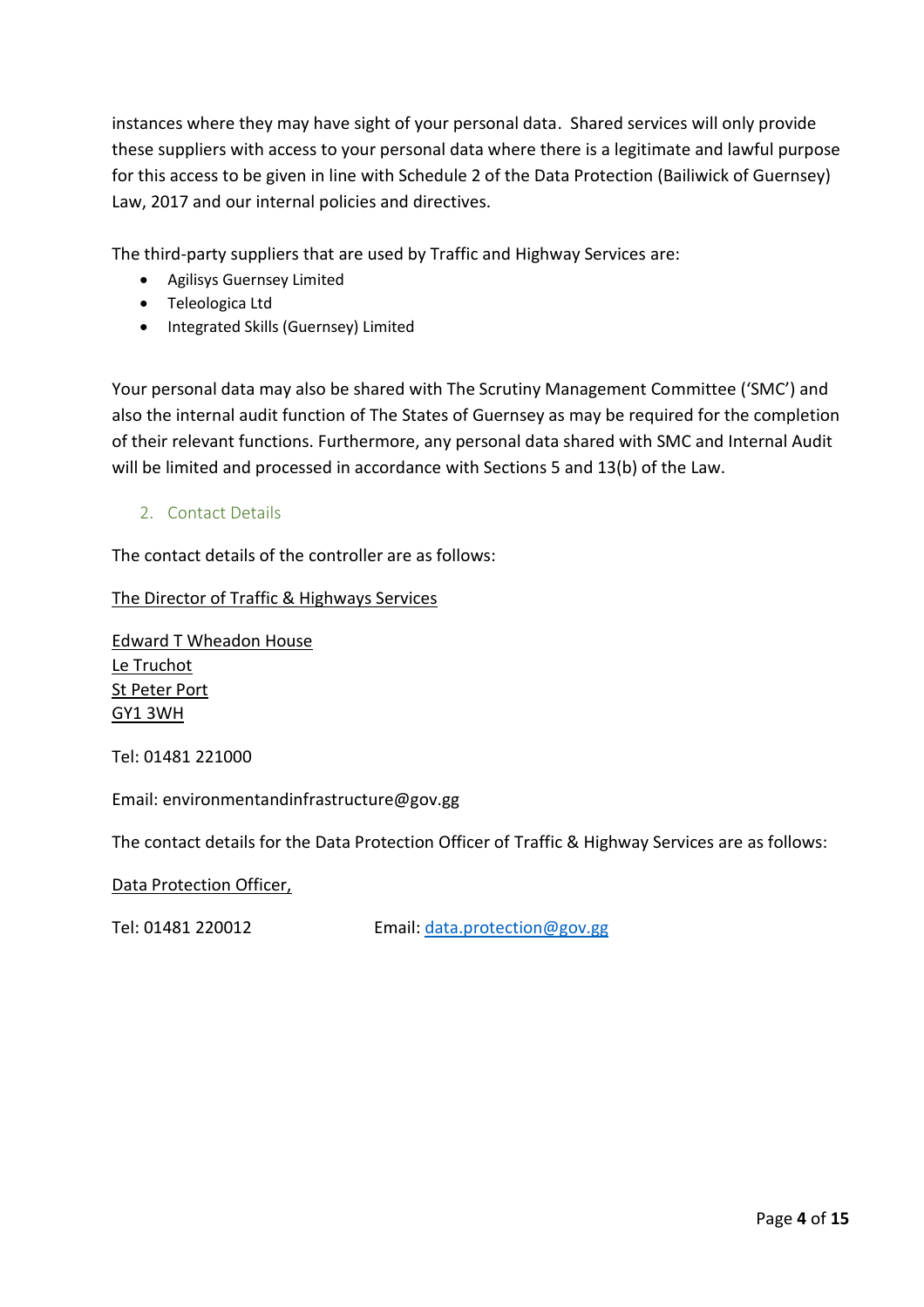instances where they may have sight of your personal data. Shared services will only provide these suppliers with access to your personal data where there is a legitimate and lawful purpose for this access to be given in line with Schedule 2 of the Data Protection (Bailiwick of Guernsey) Law, 2017 and our internal policies and directives.

The third-party suppliers that are used by Traffic and Highway Services are:

- Agilisys Guernsey Limited
- Teleologica Ltd
- Integrated Skills (Guernsey) Limited

Your personal data may also be shared with The Scrutiny Management Committee ('SMC') and also the internal audit function of The States of Guernsey as may be required for the completion of their relevant functions. Furthermore, any personal data shared with SMC and Internal Audit will be limited and processed in accordance with Sections 5 and 13(b) of the Law.

## 2. Contact Details

The contact details of the controller are as follows:

The Director of Traffic & Highways Services

Edward T Wheadon House
Le Truchot
St Peter Port
GY1 3WH

Tel: 01481 221000

Email: environmentandinfrastructure@gov.gg

The contact details for the Data Protection Officer of Traffic & Highway Services are as follows:

Data Protection Officer,

Tel: 01481 220012 Email: data.protection@gov.gg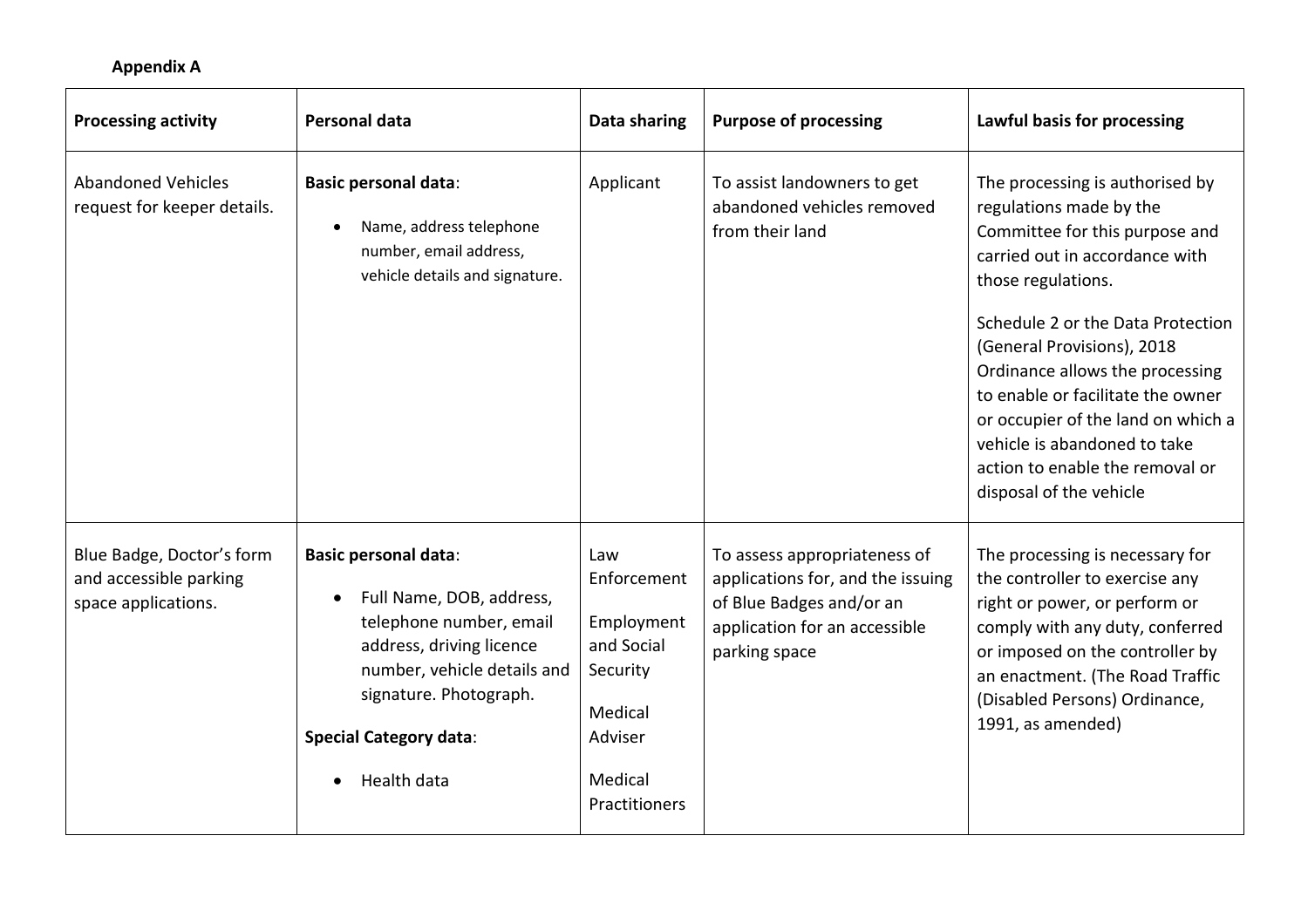**Appendix A**

| **Processing activity** | **Personal data** | **Data sharing** | **Purpose of processing** | **Lawful basis for processing** |
|---|---|---|---|---|
| Abandoned Vehicles request for keeper details. | **Basic personal data**:<br>• Name, address telephone number, email address, vehicle details and signature. | Applicant | To assist landowners to get abandoned vehicles removed from their land | The processing is authorised by regulations made by the Committee for this purpose and carried out in accordance with those regulations.<br><br>Schedule 2 or the Data Protection (General Provisions), 2018 Ordinance allows the processing to enable or facilitate the owner or occupier of the land on which a vehicle is abandoned to take action to enable the removal or disposal of the vehicle |
| Blue Badge, Doctor's form and accessible parking space applications. | **Basic personal data**:<br>• Full Name, DOB, address, telephone number, email address, driving licence number, vehicle details and signature. Photograph.<br><br>**Special Category data**:<br>• Health data | Law Enforcement<br><br>Employment and Social Security<br><br>Medical Adviser<br><br>Medical Practitioners | To assess appropriateness of applications for, and the issuing of Blue Badges and/or an application for an accessible parking space | The processing is necessary for the controller to exercise any right or power, or perform or comply with any duty, conferred or imposed on the controller by an enactment. (The Road Traffic (Disabled Persons) Ordinance, 1991, as amended) |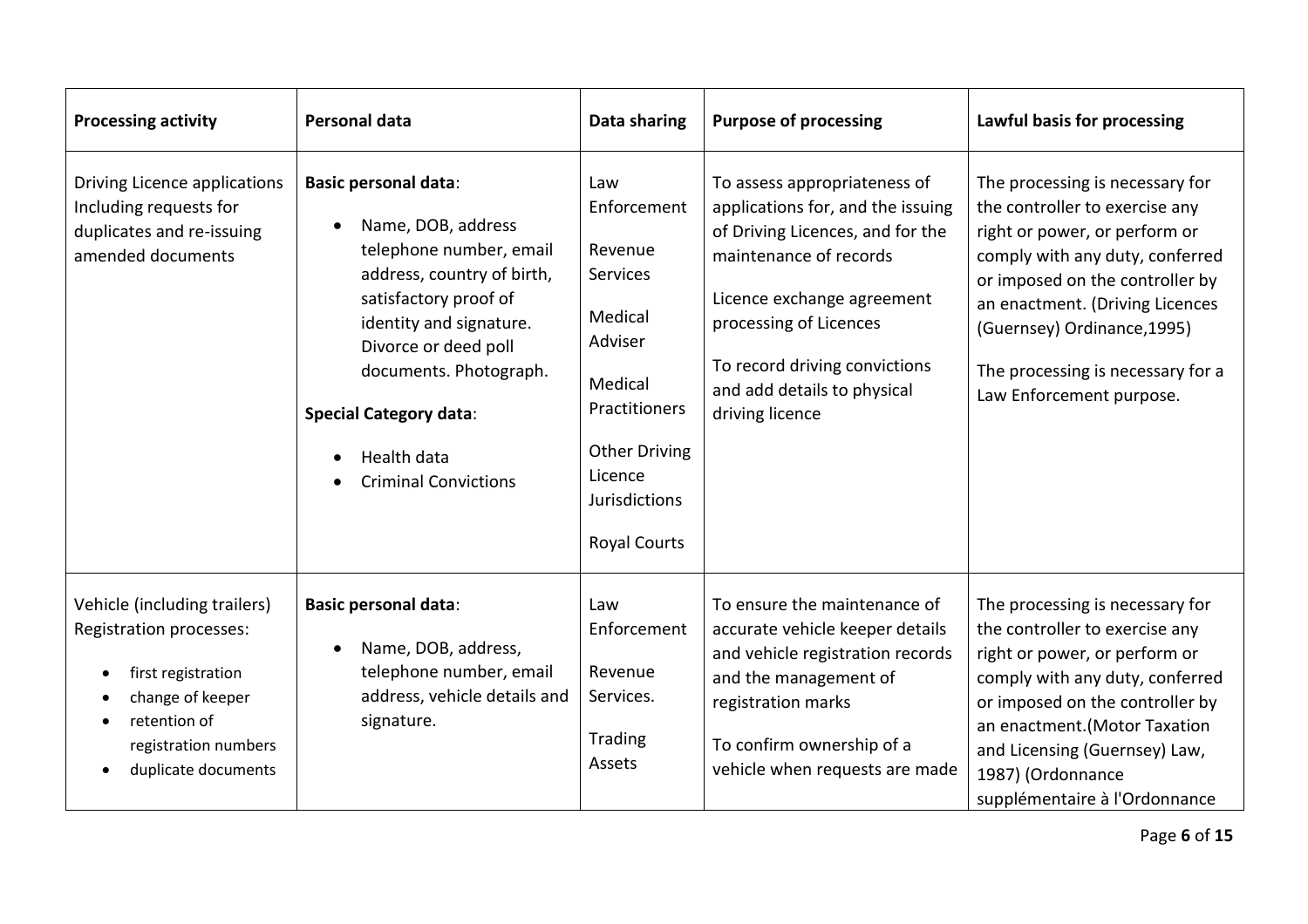| Processing activity | Personal data | Data sharing | Purpose of processing | Lawful basis for processing |
| --- | --- | --- | --- | --- |
| Driving Licence applications Including requests for duplicates and re-issuing amended documents | **Basic personal data**:<br>• Name, DOB, address telephone number, email address, country of birth, satisfactory proof of identity and signature. Divorce or deed poll documents. Photograph.<br>**Special Category data**:<br>• Health data<br>• Criminal Convictions | Law Enforcement<br>Revenue Services<br>Medical Adviser<br>Medical Practitioners<br>Other Driving Licence Jurisdictions<br>Royal Courts | To assess appropriateness of applications for, and the issuing of Driving Licences, and for the maintenance of records<br>Licence exchange agreement processing of Licences<br>To record driving convictions and add details to physical driving licence | The processing is necessary for the controller to exercise any right or power, or perform or comply with any duty, conferred or imposed on the controller by an enactment. (Driving Licences (Guernsey) Ordinance,1995)<br>The processing is necessary for a Law Enforcement purpose. |
| Vehicle (including trailers) Registration processes:<br>• first registration<br>• change of keeper<br>• retention of registration numbers<br>• duplicate documents | **Basic personal data**:<br>• Name, DOB, address, telephone number, email address, vehicle details and signature. | Law Enforcement<br>Revenue Services.<br>Trading Assets | To ensure the maintenance of accurate vehicle keeper details and vehicle registration records and the management of registration marks<br>To confirm ownership of a vehicle when requests are made | The processing is necessary for the controller to exercise any right or power, or perform or comply with any duty, conferred or imposed on the controller by an enactment.(Motor Taxation and Licensing (Guernsey) Law, 1987) (Ordonnance supplémentaire à l'Ordonnance |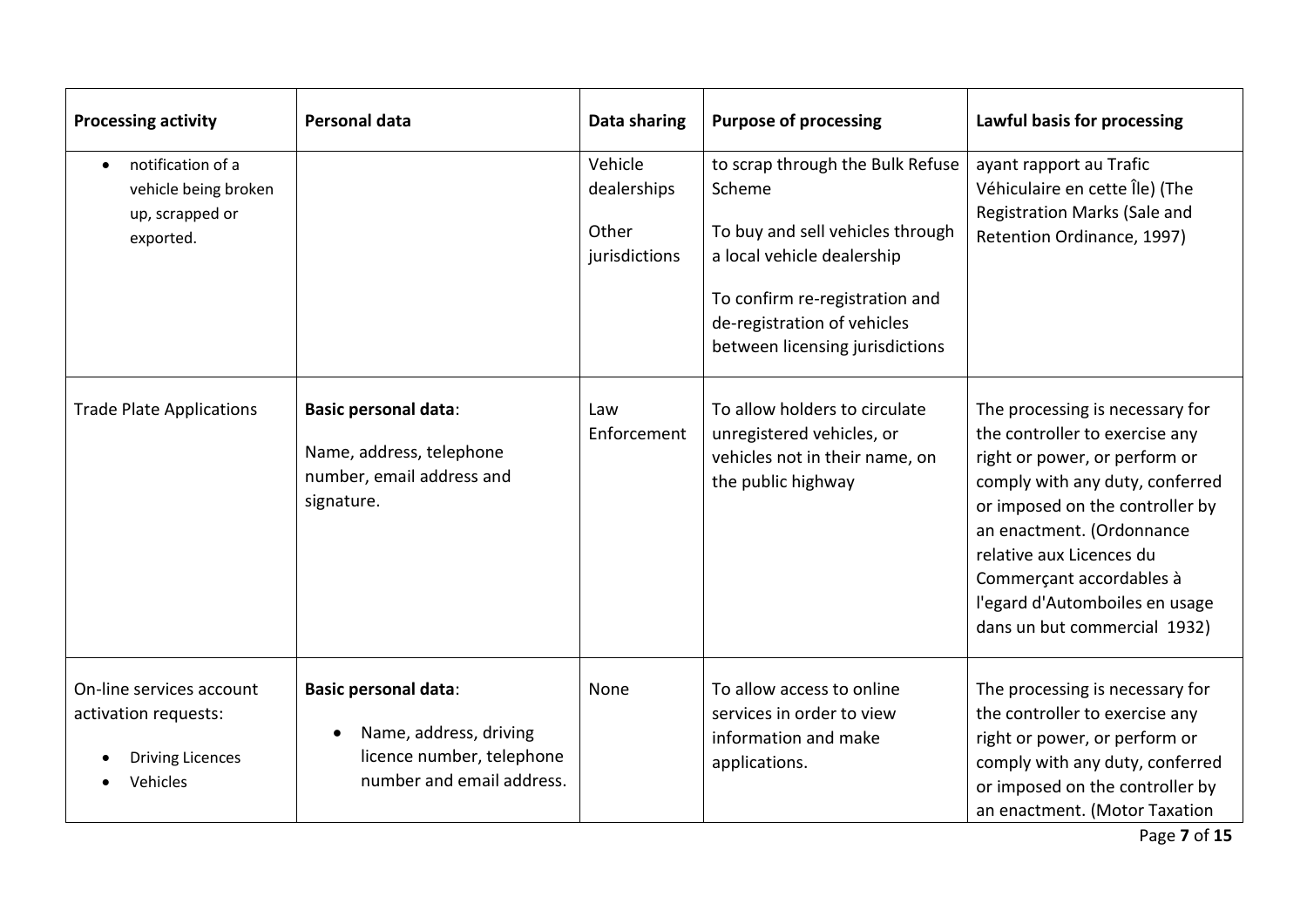| Processing activity | Personal data | Data sharing | Purpose of processing | Lawful basis for processing |
|---|---|---|---|---|
| • notification of a vehicle being broken up, scrapped or exported. | | Vehicle dealerships<br><br>Other jurisdictions | to scrap through the Bulk Refuse Scheme<br><br>To buy and sell vehicles through a local vehicle dealership<br><br>To confirm re-registration and de-registration of vehicles between licensing jurisdictions | ayant rapport au Trafic Véhiculaire en cette Île) (The Registration Marks (Sale and Retention Ordinance, 1997) |
| Trade Plate Applications | **Basic personal data**:<br><br>Name, address, telephone number, email address and signature. | Law Enforcement | To allow holders to circulate unregistered vehicles, or vehicles not in their name, on the public highway | The processing is necessary for the controller to exercise any right or power, or perform or comply with any duty, conferred or imposed on the controller by an enactment. (Ordonnance relative aux Licences du Commerçant accordables à l'egard d'Automboiles en usage dans un but commercial 1932) |
| On-line services account activation requests:<br><br>• Driving Licences<br>• Vehicles | **Basic personal data**:<br><br>• Name, address, driving licence number, telephone number and email address. | None | To allow access to online services in order to view information and make applications. | The processing is necessary for the controller to exercise any right or power, or perform or comply with any duty, conferred or imposed on the controller by an enactment. (Motor Taxation |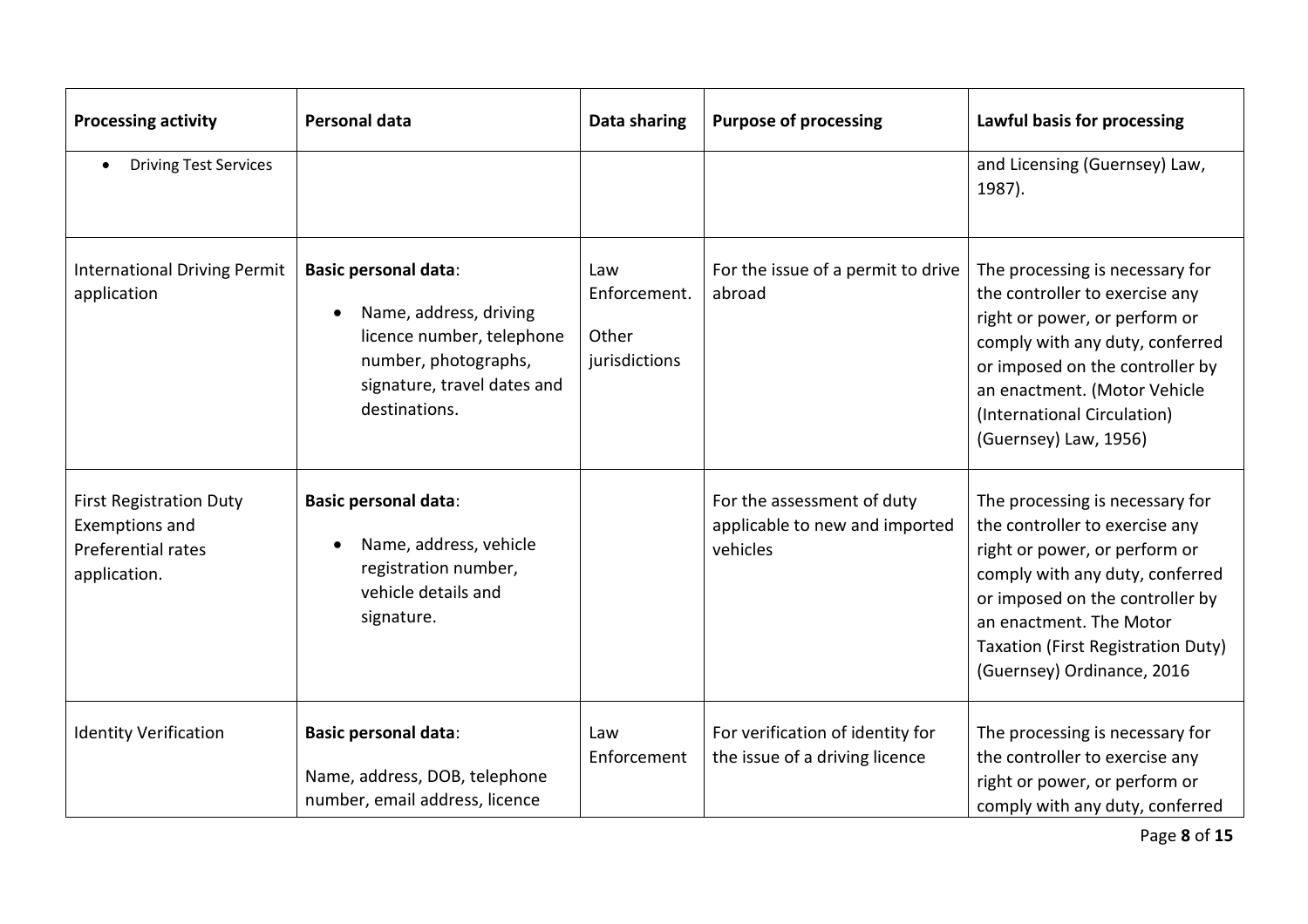| Processing activity | Personal data | Data sharing | Purpose of processing | Lawful basis for processing |
| --- | --- | --- | --- | --- |
| • Driving Test Services | | | | and Licensing (Guernsey) Law, 1987). |
| International Driving Permit application | **Basic personal data**:<br>• Name, address, driving licence number, telephone number, photographs, signature, travel dates and destinations. | Law Enforcement.<br>Other jurisdictions | For the issue of a permit to drive abroad | The processing is necessary for the controller to exercise any right or power, or perform or comply with any duty, conferred or imposed on the controller by an enactment. (Motor Vehicle (International Circulation) (Guernsey) Law, 1956) |
| First Registration Duty Exemptions and Preferential rates application. | **Basic personal data**:<br>• Name, address, vehicle registration number, vehicle details and signature. | | For the assessment of duty applicable to new and imported vehicles | The processing is necessary for the controller to exercise any right or power, or perform or comply with any duty, conferred or imposed on the controller by an enactment. The Motor Taxation (First Registration Duty) (Guernsey) Ordinance, 2016 |
| Identity Verification | **Basic personal data**:<br>Name, address, DOB, telephone number, email address, licence | Law Enforcement | For verification of identity for the issue of a driving licence | The processing is necessary for the controller to exercise any right or power, or perform or comply with any duty, conferred |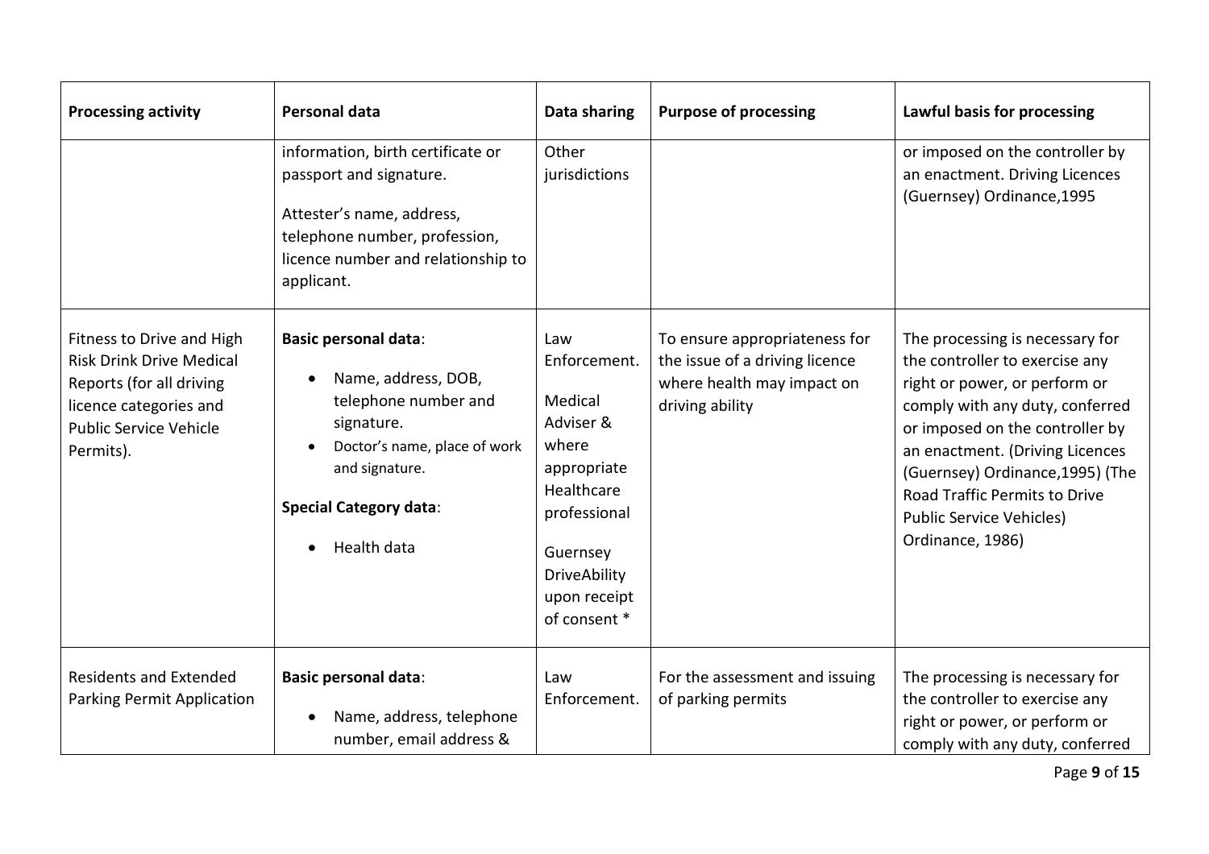| Processing activity | Personal data | Data sharing | Purpose of processing | Lawful basis for processing |
|---|---|---|---|---|
| | information, birth certificate or passport and signature.<br><br>Attester's name, address, telephone number, profession, licence number and relationship to applicant. | Other jurisdictions | | or imposed on the controller by an enactment. Driving Licences (Guernsey) Ordinance,1995 |
| Fitness to Drive and High Risk Drink Drive Medical Reports (for all driving licence categories and Public Service Vehicle Permits). | **Basic personal data**:<br>• Name, address, DOB, telephone number and signature.<br>• Doctor's name, place of work and signature.<br><br>**Special Category data**:<br>• Health data | Law Enforcement.<br><br>Medical Adviser & where appropriate Healthcare professional<br><br>Guernsey DriveAbility upon receipt of consent * | To ensure appropriateness for the issue of a driving licence where health may impact on driving ability | The processing is necessary for the controller to exercise any right or power, or perform or comply with any duty, conferred or imposed on the controller by an enactment. (Driving Licences (Guernsey) Ordinance,1995) (The Road Traffic Permits to Drive Public Service Vehicles) Ordinance, 1986) |
| Residents and Extended Parking Permit Application | **Basic personal data**:<br>• Name, address, telephone number, email address & | Law Enforcement. | For the assessment and issuing of parking permits | The processing is necessary for the controller to exercise any right or power, or perform or comply with any duty, conferred |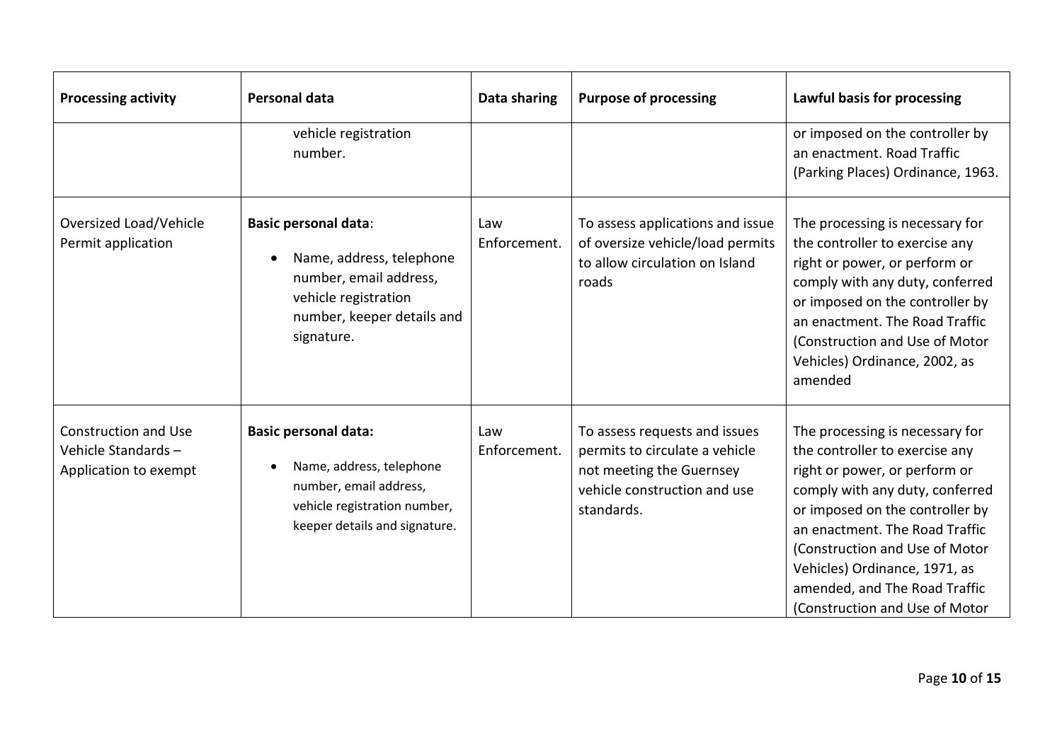| Processing activity | Personal data | Data sharing | Purpose of processing | Lawful basis for processing |
|---|---|---|---|---|
| | vehicle registration number. | | | or imposed on the controller by an enactment. Road Traffic (Parking Places) Ordinance, 1963. |
| Oversized Load/Vehicle Permit application | **Basic personal data**: <br>• Name, address, telephone number, email address, vehicle registration number, keeper details and signature. | Law Enforcement. | To assess applications and issue of oversize vehicle/load permits to allow circulation on Island roads | The processing is necessary for the controller to exercise any right or power, or perform or comply with any duty, conferred or imposed on the controller by an enactment. The Road Traffic (Construction and Use of Motor Vehicles) Ordinance, 2002, as amended |
| Construction and Use Vehicle Standards – Application to exempt | **Basic personal data:** <br>• Name, address, telephone number, email address, vehicle registration number, keeper details and signature. | Law Enforcement. | To assess requests and issues permits to circulate a vehicle not meeting the Guernsey vehicle construction and use standards. | The processing is necessary for the controller to exercise any right or power, or perform or comply with any duty, conferred or imposed on the controller by an enactment. The Road Traffic (Construction and Use of Motor Vehicles) Ordinance, 1971, as amended, and The Road Traffic (Construction and Use of Motor |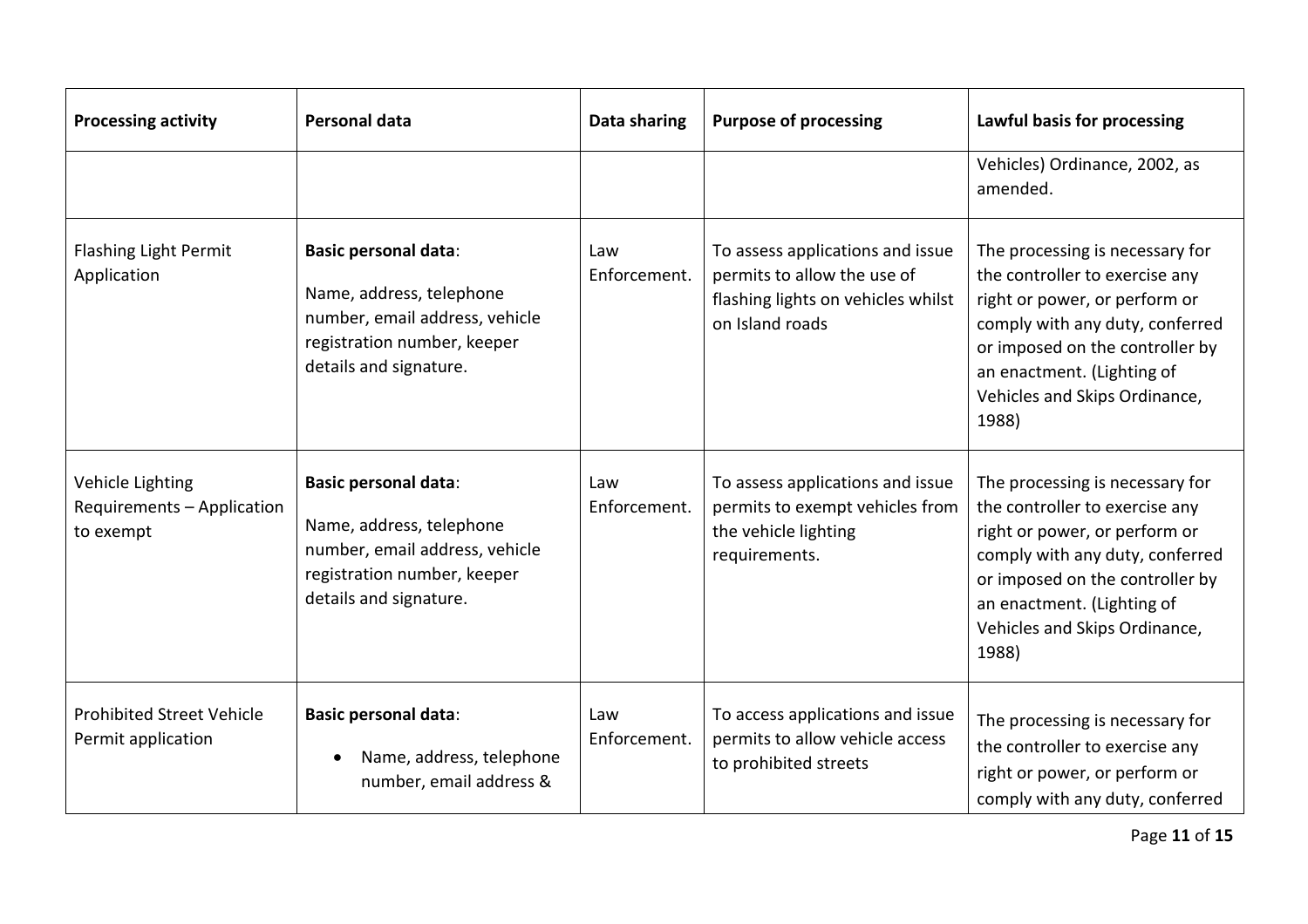| Processing activity | Personal data | Data sharing | Purpose of processing | Lawful basis for processing |
|---|---|---|---|---|
| | | | | Vehicles) Ordinance, 2002, as amended. |
| Flashing Light Permit Application | **Basic personal data**: Name, address, telephone number, email address, vehicle registration number, keeper details and signature. | Law Enforcement. | To assess applications and issue permits to allow the use of flashing lights on vehicles whilst on Island roads | The processing is necessary for the controller to exercise any right or power, or perform or comply with any duty, conferred or imposed on the controller by an enactment. (Lighting of Vehicles and Skips Ordinance, 1988) |
| Vehicle Lighting Requirements – Application to exempt | **Basic personal data**: Name, address, telephone number, email address, vehicle registration number, keeper details and signature. | Law Enforcement. | To assess applications and issue permits to exempt vehicles from the vehicle lighting requirements. | The processing is necessary for the controller to exercise any right or power, or perform or comply with any duty, conferred or imposed on the controller by an enactment. (Lighting of Vehicles and Skips Ordinance, 1988) |
| Prohibited Street Vehicle Permit application | **Basic personal data**: <br>• Name, address, telephone number, email address & | Law Enforcement. | To access applications and issue permits to allow vehicle access to prohibited streets | The processing is necessary for the controller to exercise any right or power, or perform or comply with any duty, conferred |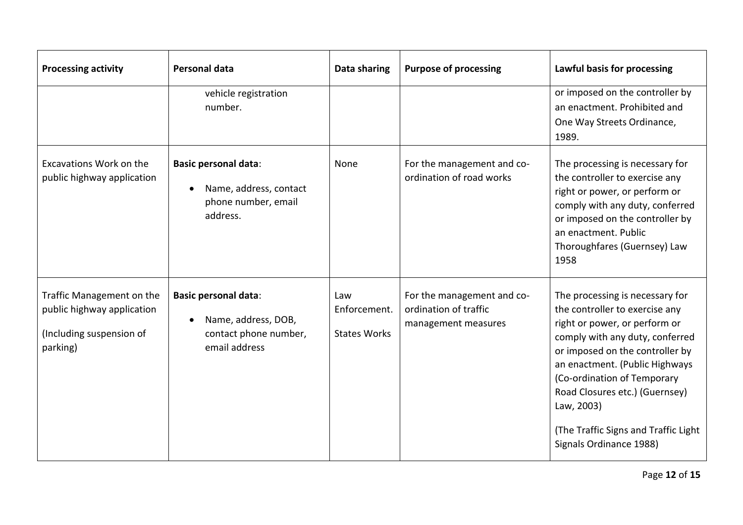| Processing activity | Personal data | Data sharing | Purpose of processing | Lawful basis for processing |
|---|---|---|---|---|
| | vehicle registration number. | | | or imposed on the controller by an enactment. Prohibited and One Way Streets Ordinance, 1989. |
| Excavations Work on the public highway application | **Basic personal data**:<br>• Name, address, contact phone number, email address. | None | For the management and co-ordination of road works | The processing is necessary for the controller to exercise any right or power, or perform or comply with any duty, conferred or imposed on the controller by an enactment. Public Thoroughfares (Guernsey) Law 1958 |
| Traffic Management on the public highway application<br><br>(Including suspension of parking) | **Basic personal data**:<br>• Name, address, DOB, contact phone number, email address | Law Enforcement.<br><br>States Works | For the management and co-ordination of traffic management measures | The processing is necessary for the controller to exercise any right or power, or perform or comply with any duty, conferred or imposed on the controller by an enactment. (Public Highways (Co-ordination of Temporary Road Closures etc.) (Guernsey) Law, 2003)<br><br>(The Traffic Signs and Traffic Light Signals Ordinance 1988) |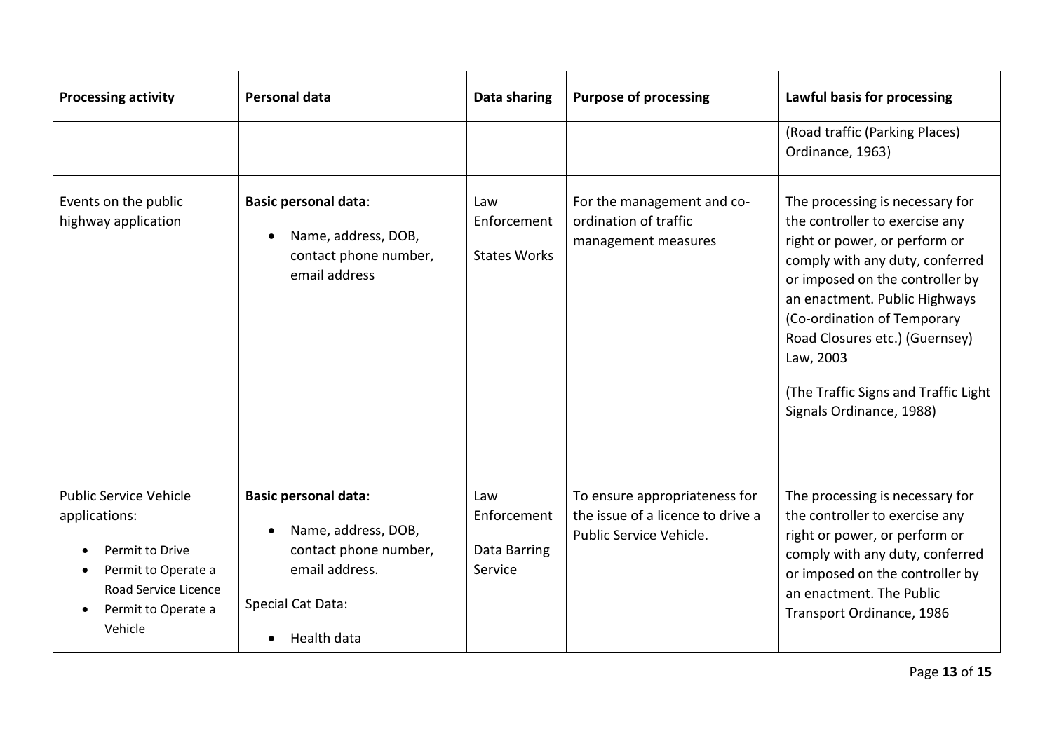| Processing activity | Personal data | Data sharing | Purpose of processing | Lawful basis for processing |
|---|---|---|---|---|
| | | | | (Road traffic (Parking Places) Ordinance, 1963) |
| Events on the public highway application | **Basic personal data**:<br>• Name, address, DOB, contact phone number, email address | Law Enforcement<br><br>States Works | For the management and co-ordination of traffic management measures | The processing is necessary for the controller to exercise any right or power, or perform or comply with any duty, conferred or imposed on the controller by an enactment. Public Highways (Co-ordination of Temporary Road Closures etc.) (Guernsey) Law, 2003<br><br>(The Traffic Signs and Traffic Light Signals Ordinance, 1988) |
| Public Service Vehicle applications:<br>• Permit to Drive<br>• Permit to Operate a Road Service Licence<br>• Permit to Operate a Vehicle | **Basic personal data**:<br>• Name, address, DOB, contact phone number, email address.<br><br>Special Cat Data:<br>• Health data | Law Enforcement<br><br>Data Barring Service | To ensure appropriateness for the issue of a licence to drive a Public Service Vehicle. | The processing is necessary for the controller to exercise any right or power, or perform or comply with any duty, conferred or imposed on the controller by an enactment. The Public Transport Ordinance, 1986 |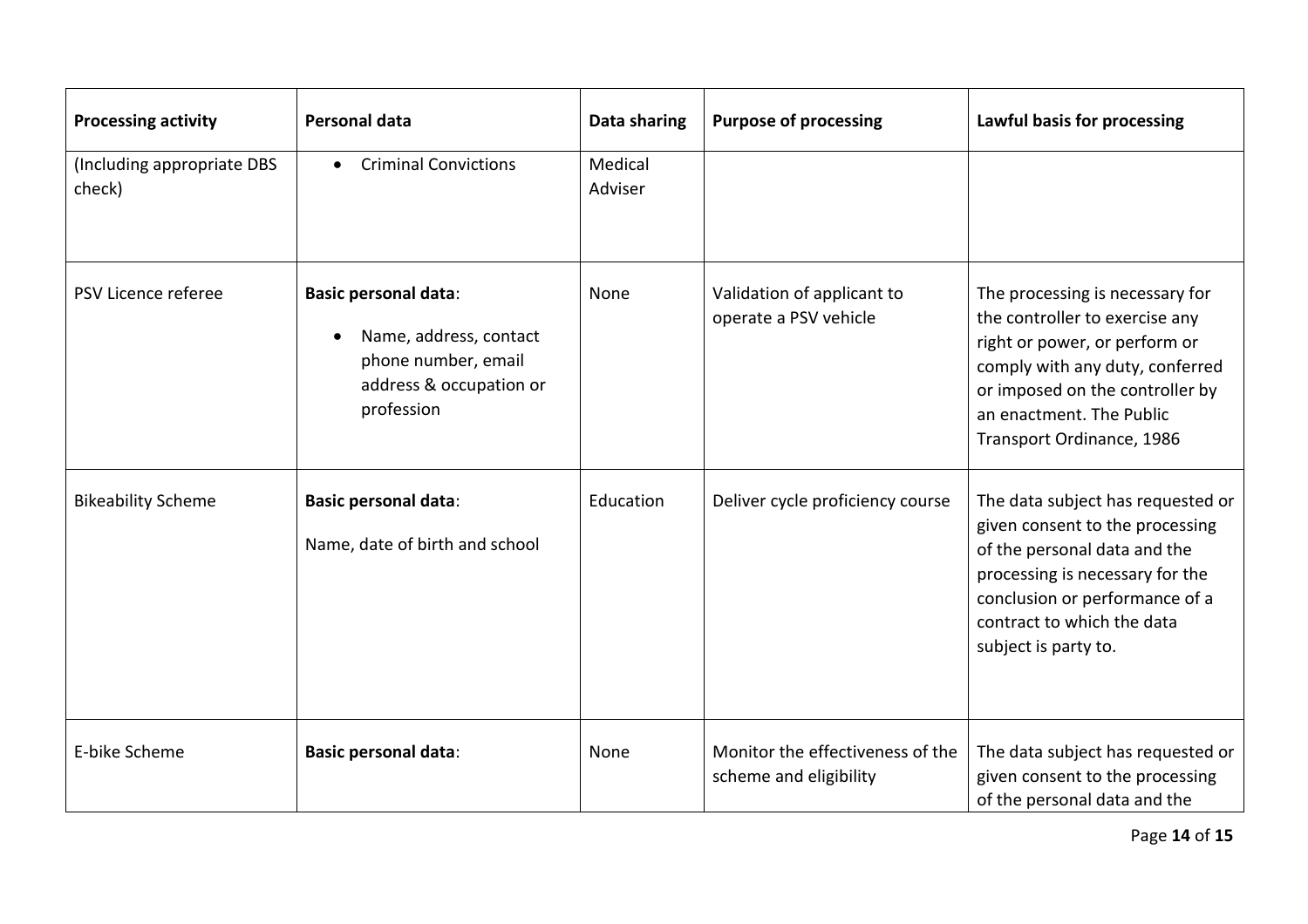| Processing activity | Personal data | Data sharing | Purpose of processing | Lawful basis for processing |
|---|---|---|---|---|
| (Including appropriate DBS check) | • Criminal Convictions | Medical Adviser | | |
| PSV Licence referee | **Basic personal data**: <br>• Name, address, contact phone number, email address & occupation or profession | None | Validation of applicant to operate a PSV vehicle | The processing is necessary for the controller to exercise any right or power, or perform or comply with any duty, conferred or imposed on the controller by an enactment. The Public Transport Ordinance, 1986 |
| Bikeability Scheme | **Basic personal data**: <br>Name, date of birth and school | Education | Deliver cycle proficiency course | The data subject has requested or given consent to the processing of the personal data and the processing is necessary for the conclusion or performance of a contract to which the data subject is party to. |
| E-bike Scheme | **Basic personal data**: | None | Monitor the effectiveness of the scheme and eligibility | The data subject has requested or given consent to the processing of the personal data and the |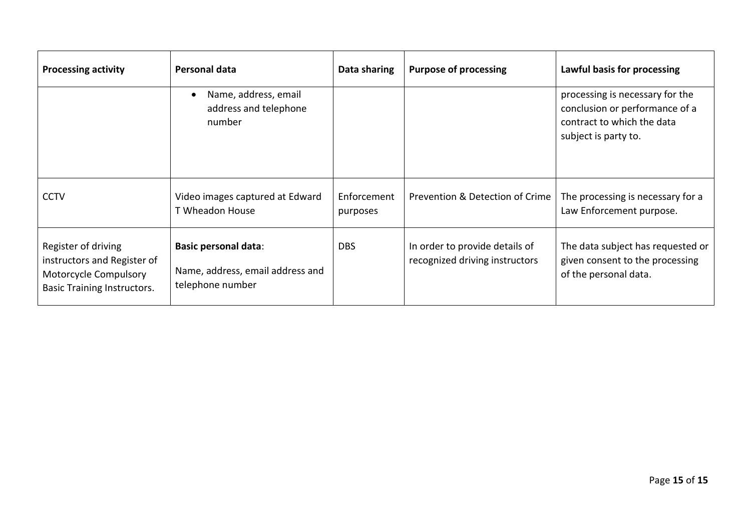| Processing activity | Personal data | Data sharing | Purpose of processing | Lawful basis for processing |
|---|---|---|---|---|
| | • Name, address, email address and telephone number | | | processing is necessary for the conclusion or performance of a contract to which the data subject is party to. |
| CCTV | Video images captured at Edward T Wheadon House | Enforcement purposes | Prevention & Detection of Crime | The processing is necessary for a Law Enforcement purpose. |
| Register of driving instructors and Register of Motorcycle Compulsory Basic Training Instructors. | **Basic personal data**: Name, address, email address and telephone number | DBS | In order to provide details of recognized driving instructors | The data subject has requested or given consent to the processing of the personal data. |